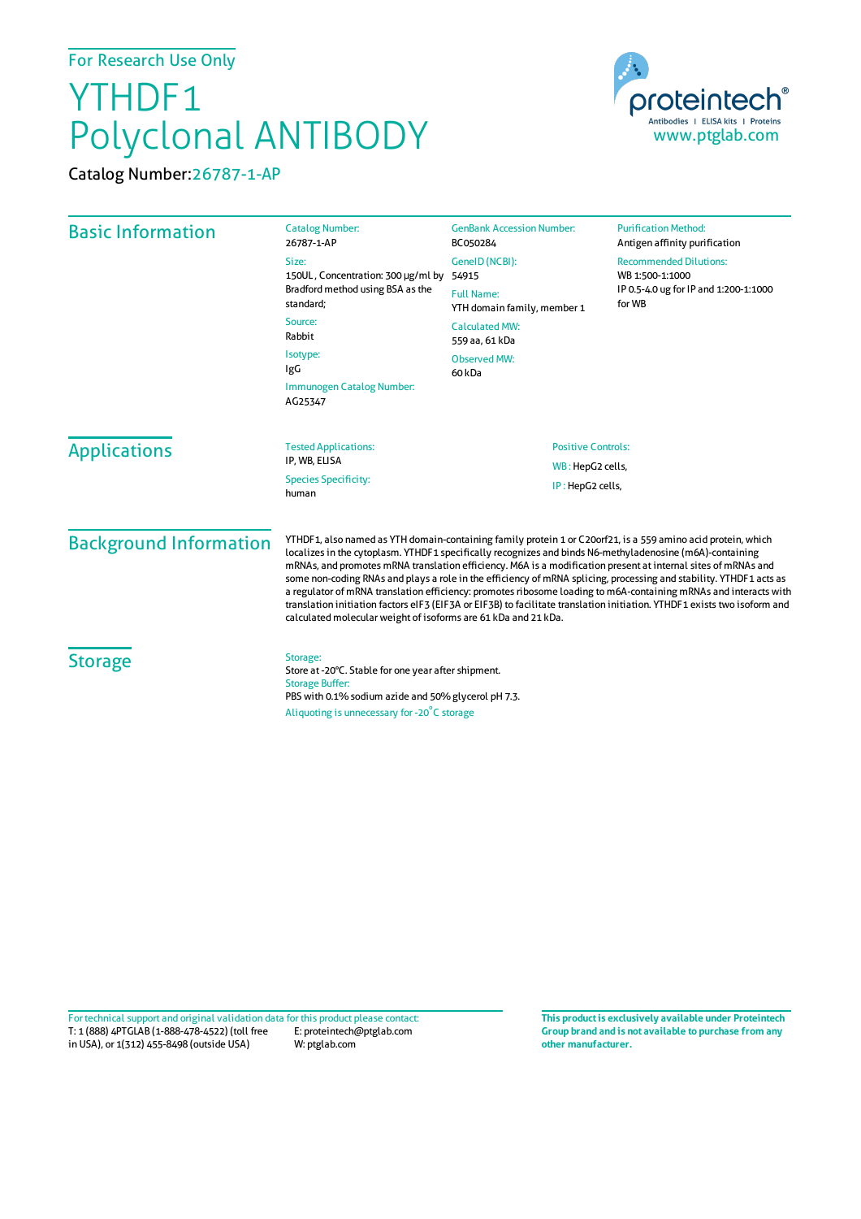For Research Use Only

# YTHDF1 Polyclonal ANTIBODY

Catalog Number: 26787-1-AP

proteintech® Antibodies | ELISA kits | Proteins
www.ptglab.com

## Basic Information

**Catalog Number:**
26787-1-AP

**Size:**
150UL , Concentration: 300 μg/ml by Bradford method using BSA as the standard;

**Source:**
Rabbit

**Isotype:**
IgG

**Immunogen Catalog Number:**
AG25347

**GenBank Accession Number:**
BC050284

**GeneID (NCBI):**
54915

**Full Name:**
YTH domain family, member 1

**Calculated MW:**
559 aa, 61 kDa

**Observed MW:**
60 kDa

**Purification Method:**
Antigen affinity purification

**Recommended Dilutions:**
WB 1:500-1:1000
IP 0.5-4.0 ug for IP and 1:200-1:1000 for WB

## Applications

**Tested Applications:**
IP, WB, ELISA

**Species Specificity:**
human

**Positive Controls:**
WB : HepG2 cells,
IP : HepG2 cells,

## Background Information

YTHDF1, also named as YTH domain-containing family protein 1 or C20orf21, is a 559 amino acid protein, which localizes in the cytoplasm. YTHDF1 specifically recognizes and binds N6-methyladenosine (m6A)-containing mRNAs, and promotes mRNA translation efficiency. M6A is a modification present at internal sites of mRNAs and some non-coding RNAs and plays a role in the efficiency of mRNA splicing, processing and stability. YTHDF1 acts as a regulator of mRNA translation efficiency: promotes ribosome loading to m6A-containing mRNAs and interacts with translation initiation factors eIF3 (EIF3A or EIF3B) to facilitate translation initiation. YTHDF1 exists two isoform and calculated molecular weight of isoforms are 61 kDa and 21 kDa.

## Storage

**Storage:**
Store at -20°C. Stable for one year after shipment.

**Storage Buffer:**
PBS with 0.1% sodium azide and 50% glycerol pH 7.3.

Aliquoting is unnecessary for -20°C storage

For technical support and original validation data for this product please contact:
T: 1 (888) 4PTGLAB (1-888-478-4522) (toll free in USA), or 1(312) 455-8498 (outside USA)
E: proteintech@ptglab.com
W: ptglab.com

**This product is exclusively available under Proteintech Group brand and is not available to purchase from any other manufacturer.**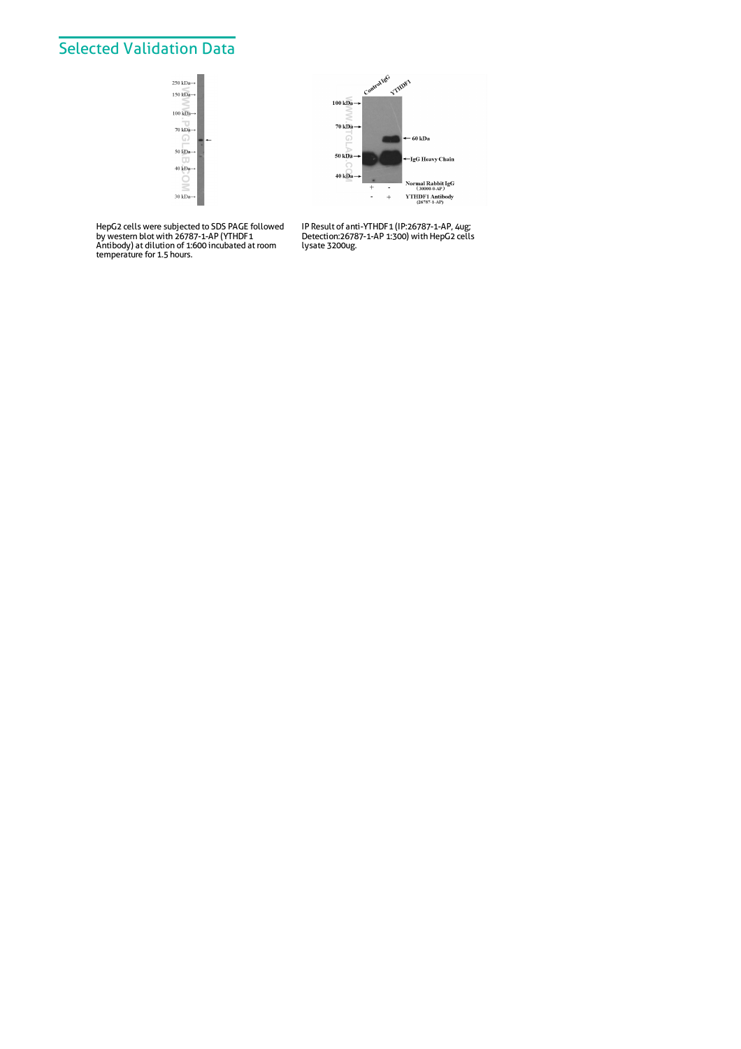## Selected Validation Data

250 kDa→
150 kDa→
100 kDa→
70 kDa→
50 kDa→
40 kDa→
30 kDa→

HepG2 cells were subjected to SDS PAGE followed by western blot with 26787-1-AP (YTHDF1 Antibody) at dilution of 1:600 incubated at room temperature for 1.5 hours.

Control IgG
YTHDF1
100 kDa→
70 kDa→
50 kDa→
40 kDa→
← 60 kDa
←IgG Heavy Chain
+ - Normal Rabbit IgG (30000-0-AP)
- + YTHDF1 Antibody (26787-1-AP)

IP Result of anti-YTHDF1 (IP:26787-1-AP, 4ug; Detection:26787-1-AP 1:300) with HepG2 cells lysate 3200ug.